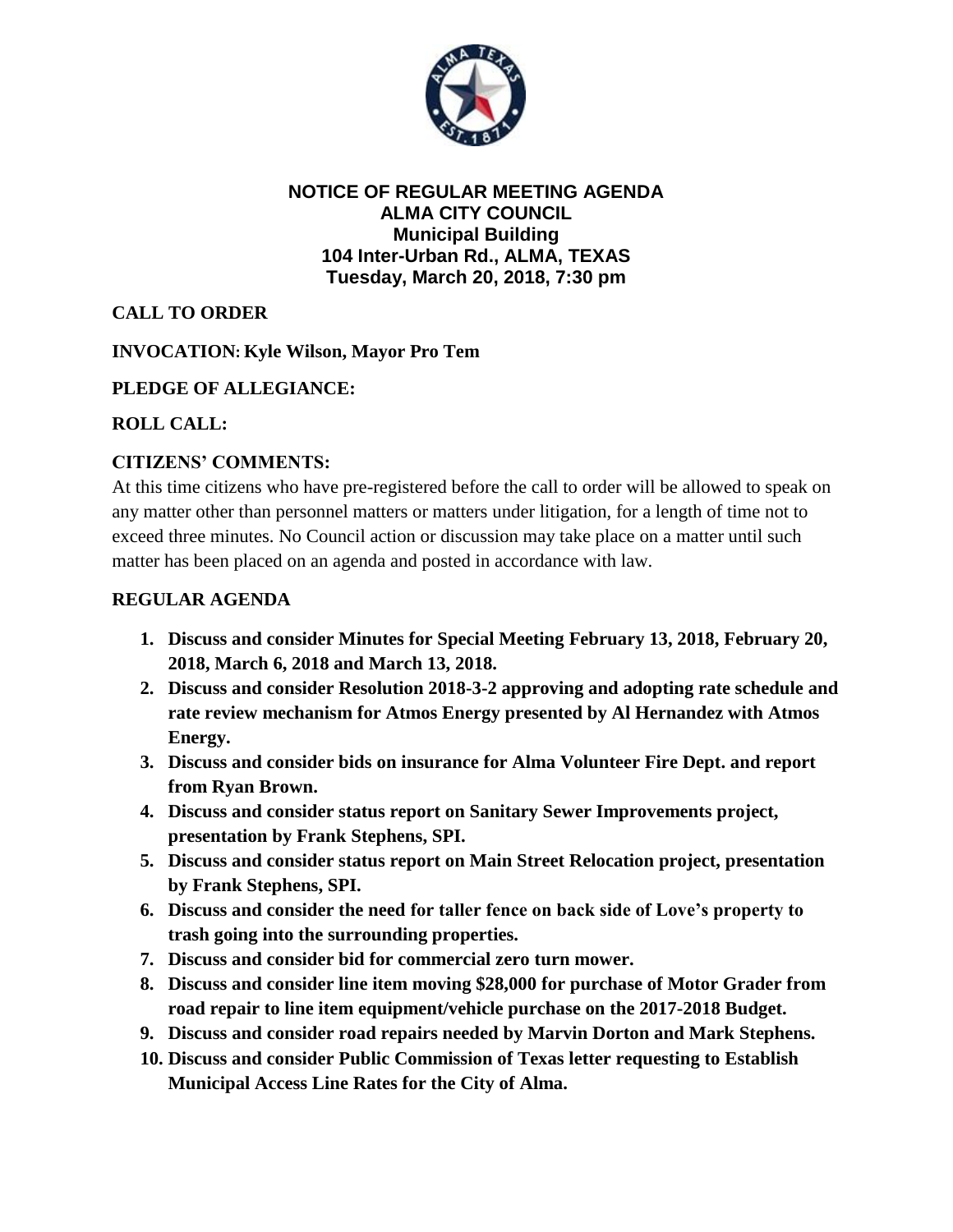**NOTICE OF REGULAR MEETING AGENDA**
**ALMA CITY COUNCIL**
**Municipal Building**
**104 Inter-Urban Rd., ALMA, TEXAS**
**Tuesday, March 20, 2018, 7:30 pm**

**CALL TO ORDER**

**INVOCATION: Kyle Wilson, Mayor Pro Tem**

**PLEDGE OF ALLEGIANCE:**

**ROLL CALL:**

**CITIZENS' COMMENTS:**

At this time citizens who have pre-registered before the call to order will be allowed to speak on any matter other than personnel matters or matters under litigation, for a length of time not to exceed three minutes. No Council action or discussion may take place on a matter until such matter has been placed on an agenda and posted in accordance with law.

**REGULAR AGENDA**

1. **Discuss and consider Minutes for Special Meeting February 13, 2018, February 20, 2018, March 6, 2018 and March 13, 2018.**
2. **Discuss and consider Resolution 2018-3-2 approving and adopting rate schedule and rate review mechanism for Atmos Energy presented by Al Hernandez with Atmos Energy.**
3. **Discuss and consider bids on insurance for Alma Volunteer Fire Dept. and report from Ryan Brown.**
4. **Discuss and consider status report on Sanitary Sewer Improvements project, presentation by Frank Stephens, SPI.**
5. **Discuss and consider status report on Main Street Relocation project, presentation by Frank Stephens, SPI.**
6. **Discuss and consider the need for taller fence on back side of Love's property to trash going into the surrounding properties.**
7. **Discuss and consider bid for commercial zero turn mower.**
8. **Discuss and consider line item moving $28,000 for purchase of Motor Grader from road repair to line item equipment/vehicle purchase on the 2017-2018 Budget.**
9. **Discuss and consider road repairs needed by Marvin Dorton and Mark Stephens.**
10. **Discuss and consider Public Commission of Texas letter requesting to Establish Municipal Access Line Rates for the City of Alma.**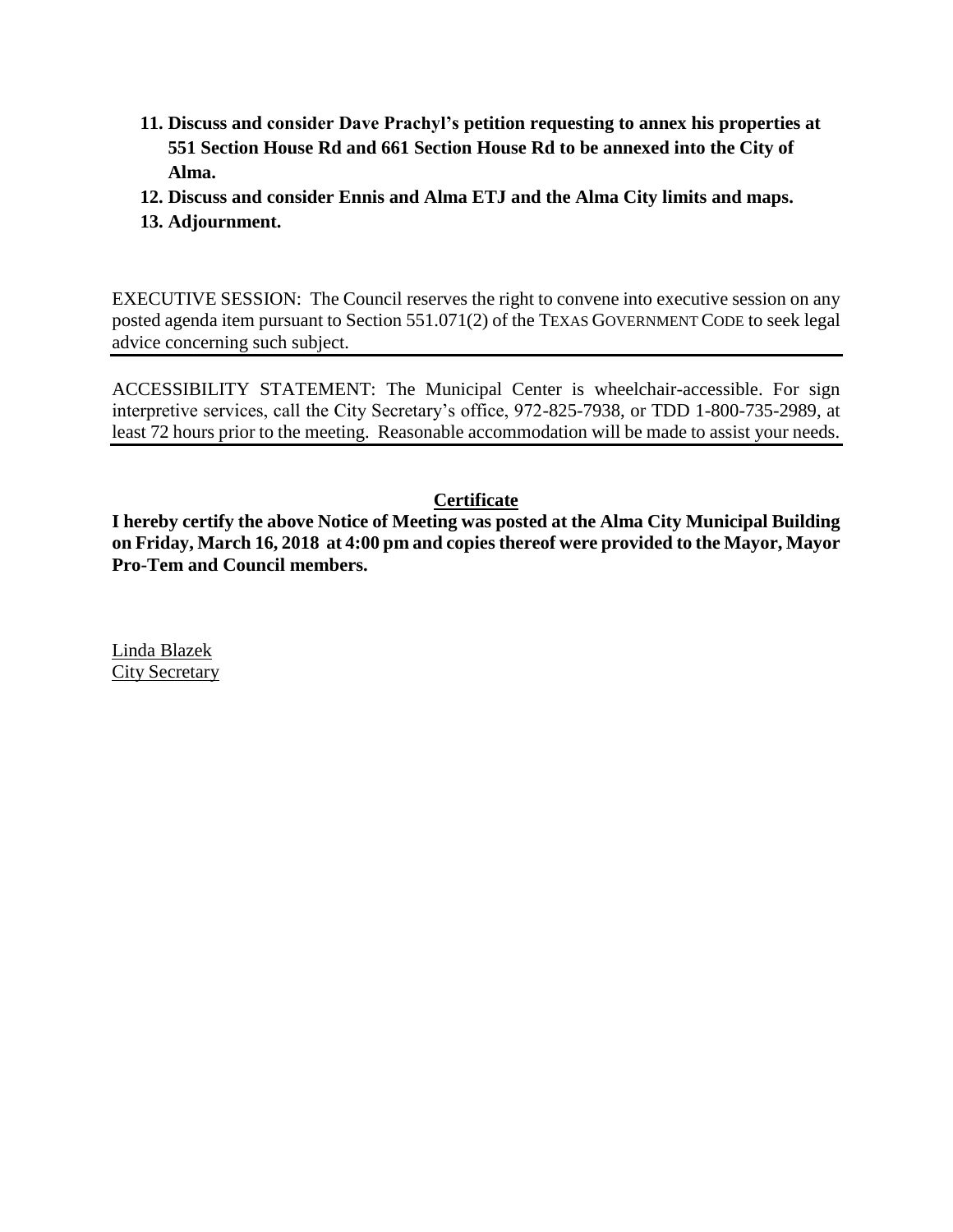11. **Discuss and consider Dave Prachyl's petition requesting to annex his properties at 551 Section House Rd and 661 Section House Rd to be annexed into the City of Alma.**
12. **Discuss and consider Ennis and Alma ETJ and the Alma City limits and maps.**
13. **Adjournment.**

EXECUTIVE SESSION: The Council reserves the right to convene into executive session on any posted agenda item pursuant to Section 551.071(2) of the TEXAS GOVERNMENT CODE to seek legal advice concerning such subject.

---

ACCESSIBILITY STATEMENT: The Municipal Center is wheelchair-accessible. For sign interpretive services, call the City Secretary's office, 972-825-7938, or TDD 1-800-735-2989, at least 72 hours prior to the meeting. Reasonable accommodation will be made to assist your needs.

---

## Certificate

**I hereby certify the above Notice of Meeting was posted at the Alma City Municipal Building on Friday, March 16, 2018 at 4:00 pm and copies thereof were provided to the Mayor, Mayor Pro-Tem and Council members.**

Linda Blazek
City Secretary